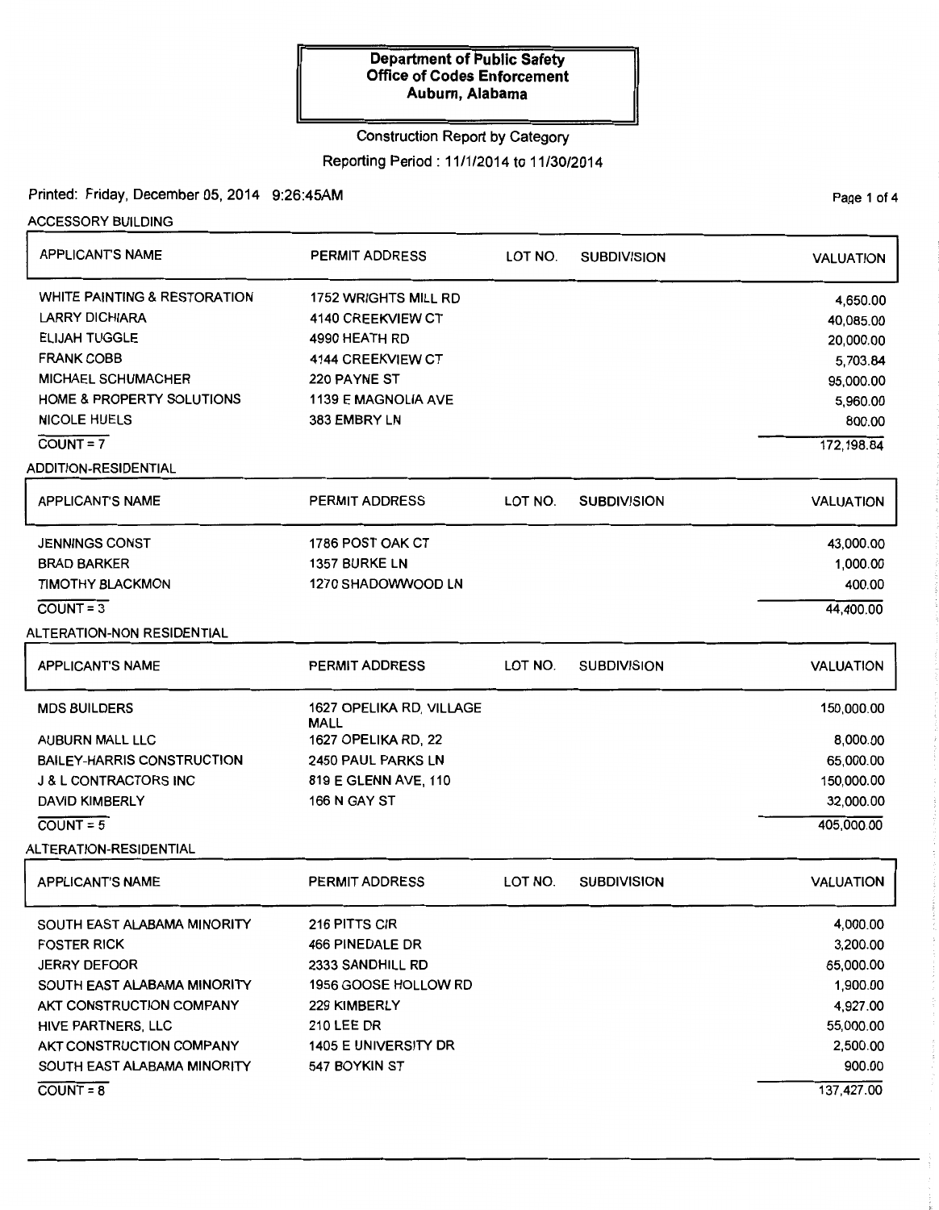**Department of Public Safety**
**Office of Codes Enforcement**
**Auburn, Alabama**

Construction Report by Category

Reporting Period : 11/1/2014 to 11/30/2014

Printed: Friday, December 05, 2014 9:26:45AM

### ACCESSORY BUILDING

| APPLICANT'S NAME | PERMIT ADDRESS | LOT NO. | SUBDIVISION | VALUATION |
|---|---|---|---|---|
| WHITE PAINTING & RESTORATION | 1752 WRIGHTS MILL RD | | | 4,650.00 |
| LARRY DICHIARA | 4140 CREEKVIEW CT | | | 40,085.00 |
| ELIJAH TUGGLE | 4990 HEATH RD | | | 20,000.00 |
| FRANK COBB | 4144 CREEKVIEW CT | | | 5,703.84 |
| MICHAEL SCHUMACHER | 220 PAYNE ST | | | 95,000.00 |
| HOME & PROPERTY SOLUTIONS | 1139 E MAGNOLIA AVE | | | 5,960.00 |
| NICOLE HUELS | 383 EMBRY LN | | | 800.00 |
| COUNT = 7 | | | | 172,198.84 |

### ADDITION-RESIDENTIAL

| APPLICANT'S NAME | PERMIT ADDRESS | LOT NO. | SUBDIVISION | VALUATION |
|---|---|---|---|---|
| JENNINGS CONST | 1786 POST OAK CT | | | 43,000.00 |
| BRAD BARKER | 1357 BURKE LN | | | 1,000.00 |
| TIMOTHY BLACKMON | 1270 SHADOWWOOD LN | | | 400.00 |
| COUNT = 3 | | | | 44,400.00 |

### ALTERATION-NON RESIDENTIAL

| APPLICANT'S NAME | PERMIT ADDRESS | LOT NO. | SUBDIVISION | VALUATION |
|---|---|---|---|---|
| MDS BUILDERS | 1627 OPELIKA RD, VILLAGE MALL | | | 150,000.00 |
| AUBURN MALL LLC | 1627 OPELIKA RD, 22 | | | 8,000.00 |
| BAILEY-HARRIS CONSTRUCTION | 2450 PAUL PARKS LN | | | 65,000.00 |
| J & L CONTRACTORS INC | 819 E GLENN AVE, 110 | | | 150,000.00 |
| DAVID KIMBERLY | 166 N GAY ST | | | 32,000.00 |
| COUNT = 5 | | | | 405,000.00 |

### ALTERATION-RESIDENTIAL

| APPLICANT'S NAME | PERMIT ADDRESS | LOT NO. | SUBDIVISION | VALUATION |
|---|---|---|---|---|
| SOUTH EAST ALABAMA MINORITY | 216 PITTS CIR | | | 4,000.00 |
| FOSTER RICK | 466 PINEDALE DR | | | 3,200.00 |
| JERRY DEFOOR | 2333 SANDHILL RD | | | 65,000.00 |
| SOUTH EAST ALABAMA MINORITY | 1956 GOOSE HOLLOW RD | | | 1,900.00 |
| AKT CONSTRUCTION COMPANY | 229 KIMBERLY | | | 4,927.00 |
| HIVE PARTNERS, LLC | 210 LEE DR | | | 55,000.00 |
| AKT CONSTRUCTION COMPANY | 1405 E UNIVERSITY DR | | | 2,500.00 |
| SOUTH EAST ALABAMA MINORITY | 547 BOYKIN ST | | | 900.00 |
| COUNT = 8 | | | | 137,427.00 |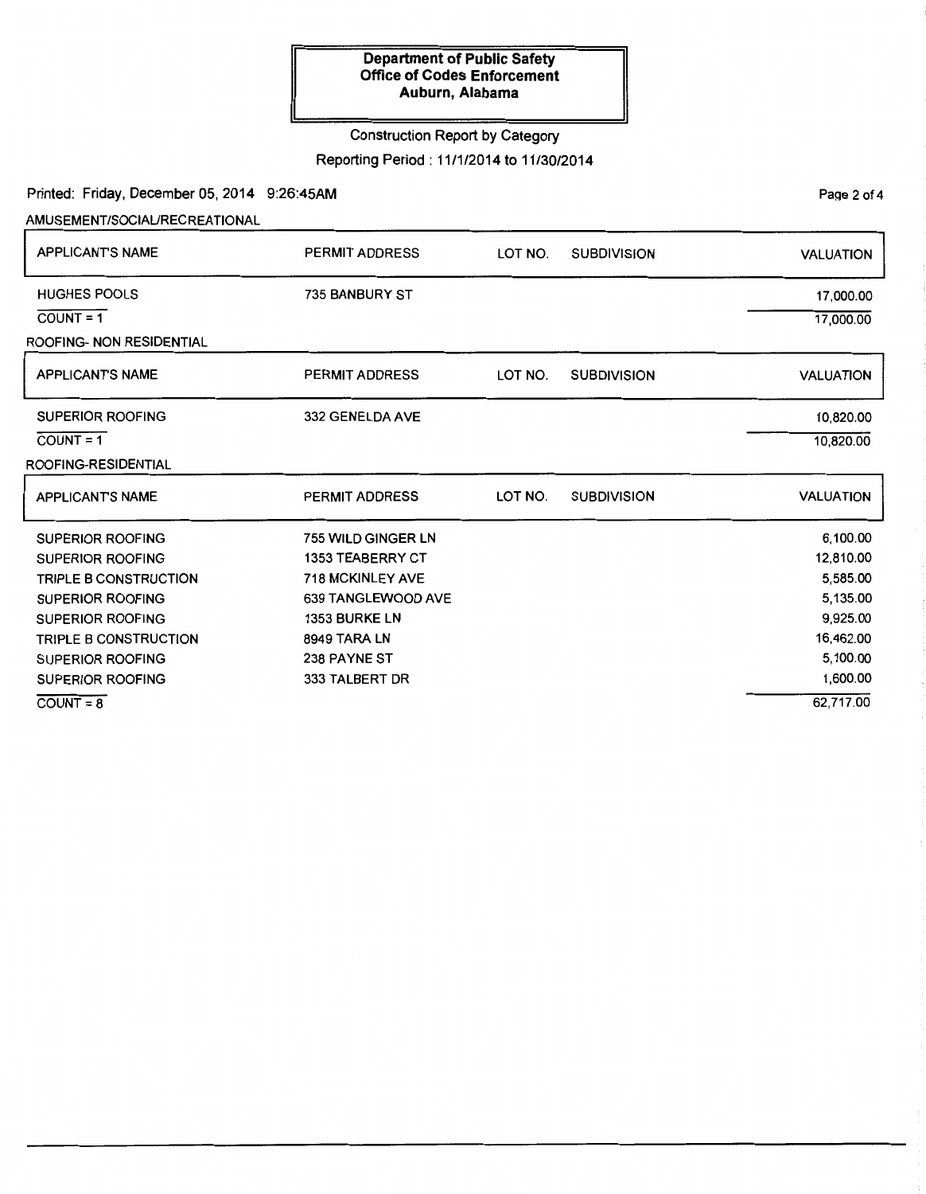**Department of Public Safety**
**Office of Codes Enforcement**
**Auburn, Alabama**

Construction Report by Category

Reporting Period : 11/1/2014 to 11/30/2014

Printed: Friday, December 05, 2014 9:26:45AM

AMUSEMENT/SOCIAL/RECREATIONAL

| APPLICANT'S NAME | PERMIT ADDRESS | LOT NO. | SUBDIVISION | VALUATION |
|---|---|---|---|---|
| HUGHES POOLS | 735 BANBURY ST | | | 17,000.00 |
| COUNT = 1 | | | | 17,000.00 |

ROOFING- NON RESIDENTIAL

| APPLICANT'S NAME | PERMIT ADDRESS | LOT NO. | SUBDIVISION | VALUATION |
|---|---|---|---|---|
| SUPERIOR ROOFING | 332 GENELDA AVE | | | 10,820.00 |
| COUNT = 1 | | | | 10,820.00 |

ROOFING-RESIDENTIAL

| APPLICANT'S NAME | PERMIT ADDRESS | LOT NO. | SUBDIVISION | VALUATION |
|---|---|---|---|---|
| SUPERIOR ROOFING | 755 WILD GINGER LN | | | 6,100.00 |
| SUPERIOR ROOFING | 1353 TEABERRY CT | | | 12,810.00 |
| TRIPLE B CONSTRUCTION | 718 MCKINLEY AVE | | | 5,585.00 |
| SUPERIOR ROOFING | 639 TANGLEWOOD AVE | | | 5,135.00 |
| SUPERIOR ROOFING | 1353 BURKE LN | | | 9,925.00 |
| TRIPLE B CONSTRUCTION | 8949 TARA LN | | | 16,462.00 |
| SUPERIOR ROOFING | 238 PAYNE ST | | | 5,100.00 |
| SUPERIOR ROOFING | 333 TALBERT DR | | | 1,600.00 |
| COUNT = 8 | | | | 62,717.00 |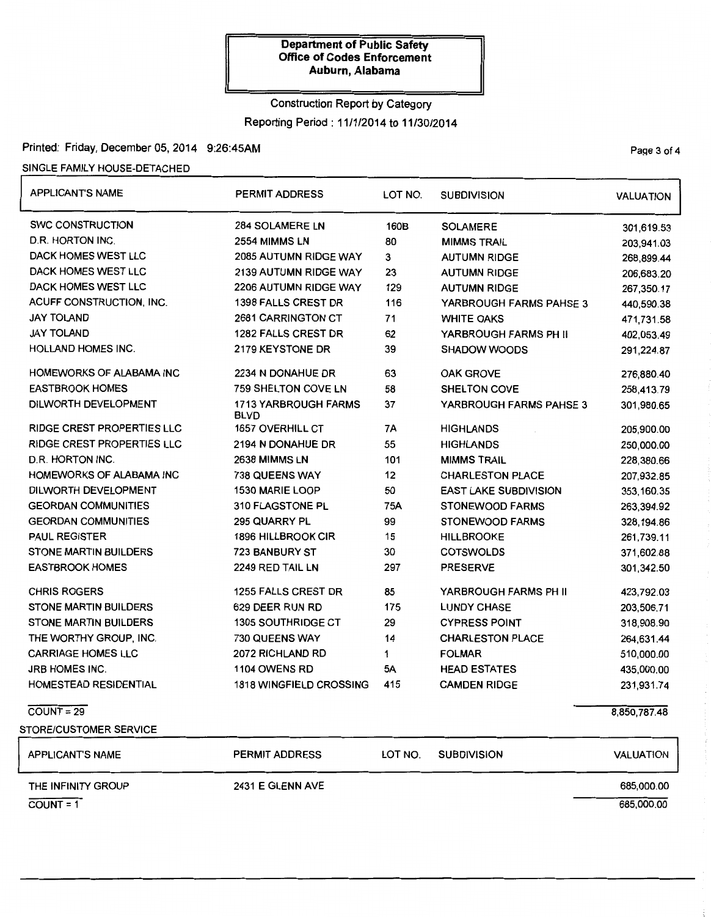**Department of Public Safety**
**Office of Codes Enforcement**
**Auburn, Alabama**

Construction Report by Category

Reporting Period : 11/1/2014 to 11/30/2014

Printed: Friday, December 05, 2014 9:26:45AM

SINGLE FAMILY HOUSE-DETACHED

| APPLICANT'S NAME | PERMIT ADDRESS | LOT NO. | SUBDIVISION | VALUATION |
|---|---|---|---|---|
| SWC CONSTRUCTION | 284 SOLAMERE LN | 160B | SOLAMERE | 301,619.53 |
| D.R. HORTON INC. | 2554 MIMMS LN | 80 | MIMMS TRAIL | 203,941.03 |
| DACK HOMES WEST LLC | 2085 AUTUMN RIDGE WAY | 3 | AUTUMN RIDGE | 268,899.44 |
| DACK HOMES WEST LLC | 2139 AUTUMN RIDGE WAY | 23 | AUTUMN RIDGE | 206,683.20 |
| DACK HOMES WEST LLC | 2206 AUTUMN RIDGE WAY | 129 | AUTUMN RIDGE | 267,350.17 |
| ACUFF CONSTRUCTION, INC. | 1398 FALLS CREST DR | 116 | YARBROUGH FARMS PAHSE 3 | 440,590.38 |
| JAY TOLAND | 2681 CARRINGTON CT | 71 | WHITE OAKS | 471,731.58 |
| JAY TOLAND | 1282 FALLS CREST DR | 62 | YARBROUGH FARMS PH II | 402,053.49 |
| HOLLAND HOMES INC. | 2179 KEYSTONE DR | 39 | SHADOW WOODS | 291,224.87 |
| HOMEWORKS OF ALABAMA INC | 2234 N DONAHUE DR | 63 | OAK GROVE | 276,880.40 |
| EASTBROOK HOMES | 759 SHELTON COVE LN | 58 | SHELTON COVE | 258,413.79 |
| DILWORTH DEVELOPMENT | 1713 YARBROUGH FARMS BLVD | 37 | YARBROUGH FARMS PAHSE 3 | 301,980.65 |
| RIDGE CREST PROPERTIES LLC | 1657 OVERHILL CT | 7A | HIGHLANDS | 205,900.00 |
| RIDGE CREST PROPERTIES LLC | 2194 N DONAHUE DR | 55 | HIGHLANDS | 250,000.00 |
| D.R. HORTON INC. | 2638 MIMMS LN | 101 | MIMMS TRAIL | 228,380.66 |
| HOMEWORKS OF ALABAMA INC | 738 QUEENS WAY | 12 | CHARLESTON PLACE | 207,932.85 |
| DILWORTH DEVELOPMENT | 1530 MARIE LOOP | 50 | EAST LAKE SUBDIVISION | 353,160.35 |
| GEORDAN COMMUNITIES | 310 FLAGSTONE PL | 75A | STONEWOOD FARMS | 263,394.92 |
| GEORDAN COMMUNITIES | 295 QUARRY PL | 99 | STONEWOOD FARMS | 328,194.86 |
| PAUL REGISTER | 1896 HILLBROOK CIR | 15 | HILLBROOKE | 261,739.11 |
| STONE MARTIN BUILDERS | 723 BANBURY ST | 30 | COTSWOLDS | 371,602.88 |
| EASTBROOK HOMES | 2249 RED TAIL LN | 297 | PRESERVE | 301,342.50 |
| CHRIS ROGERS | 1255 FALLS CREST DR | 85 | YARBROUGH FARMS PH II | 423,792.03 |
| STONE MARTIN BUILDERS | 629 DEER RUN RD | 175 | LUNDY CHASE | 203,506.71 |
| STONE MARTIN BUILDERS | 1305 SOUTHRIDGE CT | 29 | CYPRESS POINT | 318,908.90 |
| THE WORTHY GROUP, INC. | 730 QUEENS WAY | 14 | CHARLESTON PLACE | 264,631.44 |
| CARRIAGE HOMES LLC | 2072 RICHLAND RD | 1 | FOLMAR | 510,000.00 |
| JRB HOMES INC. | 1104 OWENS RD | 5A | HEAD ESTATES | 435,000.00 |
| HOMESTEAD RESIDENTIAL | 1818 WINGFIELD CROSSING | 415 | CAMDEN RIDGE | 231,931.74 |
| COUNT = 29 | | | | 8,850,787.48 |

STORE/CUSTOMER SERVICE

| APPLICANT'S NAME | PERMIT ADDRESS | LOT NO. | SUBDIVISION | VALUATION |
|---|---|---|---|---|
| THE INFINITY GROUP | 2431 E GLENN AVE | | | 685,000.00 |
| COUNT = 1 | | | | 685,000.00 |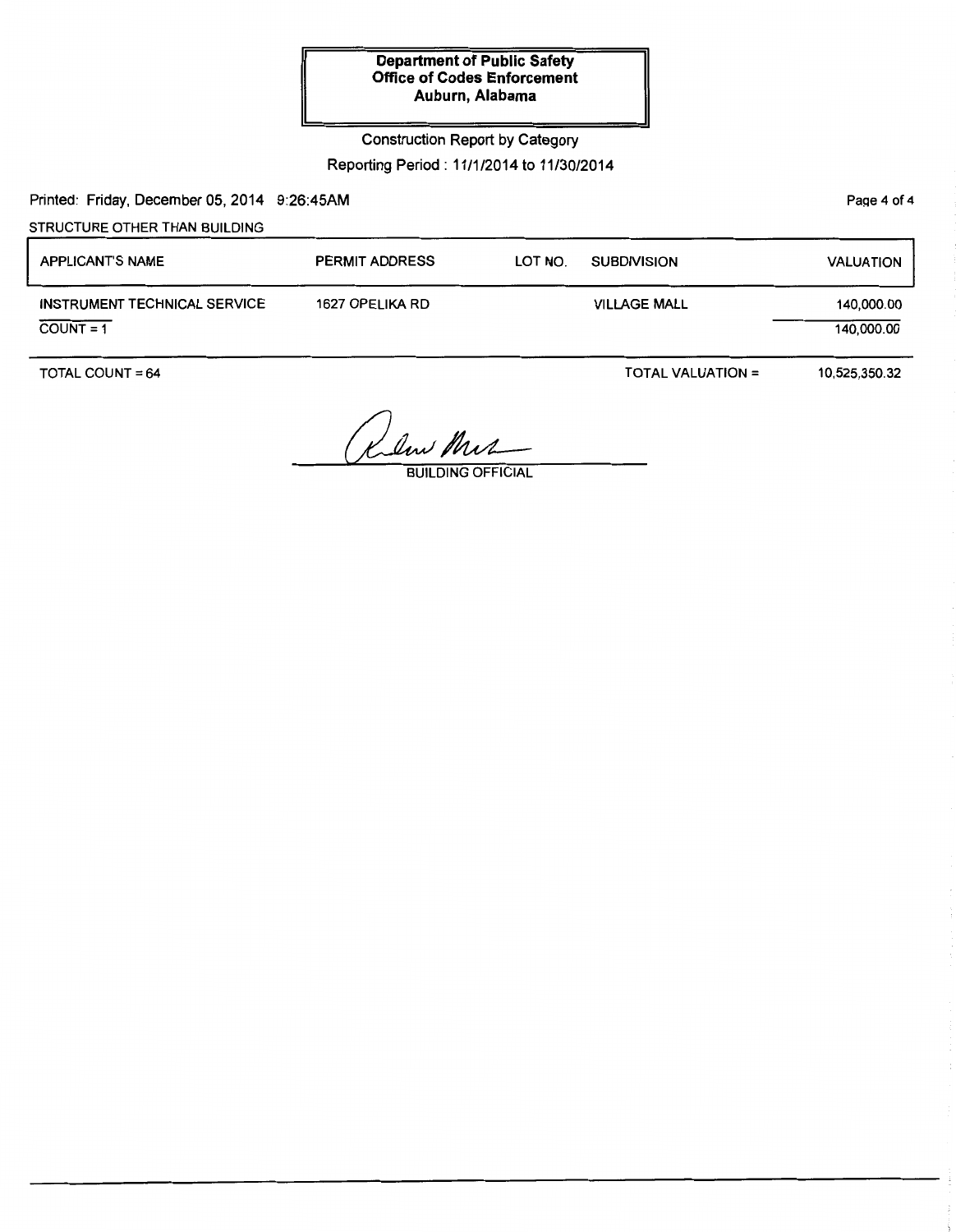**Department of Public Safety**
**Office of Codes Enforcement**
**Auburn, Alabama**

Construction Report by Category

Reporting Period : 11/1/2014 to 11/30/2014

Printed: Friday, December 05, 2014 9:26:45AM

STRUCTURE OTHER THAN BUILDING

| APPLICANT'S NAME | PERMIT ADDRESS | LOT NO. | SUBDIVISION | VALUATION |
|---|---|---|---|---|
| INSTRUMENT TECHNICAL SERVICE | 1627 OPELIKA RD | | VILLAGE MALL | 140,000.00 |
| COUNT = 1 | | | | 140,000.00 |

TOTAL COUNT = 64 TOTAL VALUATION = 10,525,350.32

BUILDING OFFICIAL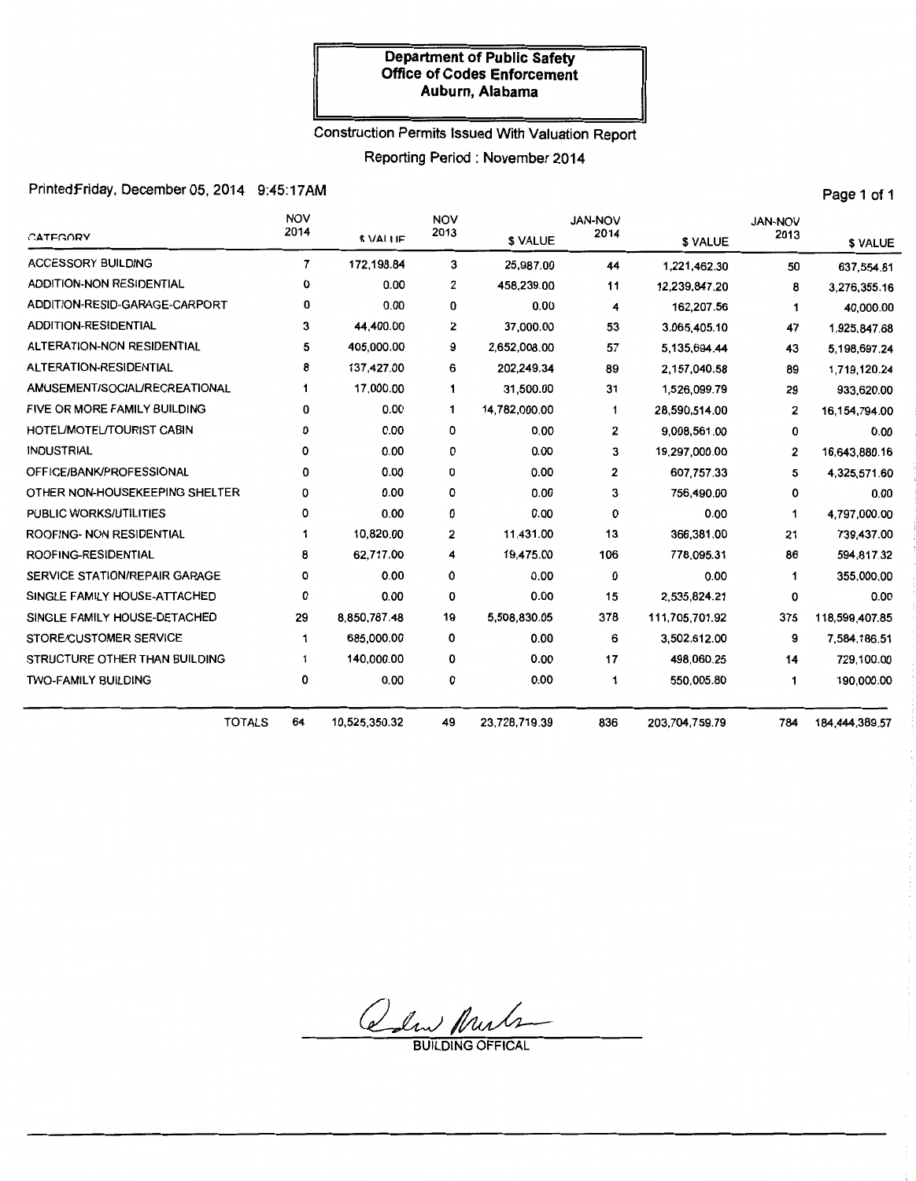**Department of Public Safety**
**Office of Codes Enforcement**
**Auburn, Alabama**

Construction Permits Issued With Valuation Report

Reporting Period : November 2014

Printed Friday, December 05, 2014 9:45:17AM

| CATEGORY | NOV 2014 | $ VALUE | NOV 2013 | $ VALUE | JAN-NOV 2014 | $ VALUE | JAN-NOV 2013 | $ VALUE |
|---|---|---|---|---|---|---|---|---|
| ACCESSORY BUILDING | 7 | 172,198.84 | 3 | 25,987.00 | 44 | 1,221,462.30 | 50 | 637,554.81 |
| ADDITION-NON RESIDENTIAL | 0 | 0.00 | 2 | 458,239.00 | 11 | 12,239,847.20 | 8 | 3,276,355.16 |
| ADDITION-RESID-GARAGE-CARPORT | 0 | 0.00 | 0 | 0.00 | 4 | 162,207.56 | 1 | 40,000.00 |
| ADDITION-RESIDENTIAL | 3 | 44,400.00 | 2 | 37,000.00 | 53 | 3,065,405.10 | 47 | 1,925,847.68 |
| ALTERATION-NON RESIDENTIAL | 5 | 405,000.00 | 9 | 2,652,008.00 | 57 | 5,135,694.44 | 43 | 5,198,697.24 |
| ALTERATION-RESIDENTIAL | 8 | 137,427.00 | 6 | 202,249.34 | 89 | 2,157,040.58 | 89 | 1,719,120.24 |
| AMUSEMENT/SOCIAL/RECREATIONAL | 1 | 17,000.00 | 1 | 31,500.00 | 31 | 1,526,099.79 | 29 | 933,620.00 |
| FIVE OR MORE FAMILY BUILDING | 0 | 0.00 | 1 | 14,782,000.00 | 1 | 28,590,514.00 | 2 | 16,154,794.00 |
| HOTEL/MOTEL/TOURIST CABIN | 0 | 0.00 | 0 | 0.00 | 2 | 9,008,561.00 | 0 | 0.00 |
| INDUSTRIAL | 0 | 0.00 | 0 | 0.00 | 3 | 19,297,000.00 | 2 | 16,643,880.16 |
| OFFICE/BANK/PROFESSIONAL | 0 | 0.00 | 0 | 0.00 | 2 | 607,757.33 | 5 | 4,325,571.60 |
| OTHER NON-HOUSEKEEPING SHELTER | 0 | 0.00 | 0 | 0.00 | 3 | 756,490.00 | 0 | 0.00 |
| PUBLIC WORKS/UTILITIES | 0 | 0.00 | 0 | 0.00 | 0 | 0.00 | 1 | 4,797,000.00 |
| ROOFING- NON RESIDENTIAL | 1 | 10,820.00 | 2 | 11,431.00 | 13 | 366,381.00 | 21 | 739,437.00 |
| ROOFING-RESIDENTIAL | 8 | 62,717.00 | 4 | 19,475.00 | 106 | 778,095.31 | 86 | 594,817.32 |
| SERVICE STATION/REPAIR GARAGE | 0 | 0.00 | 0 | 0.00 | 0 | 0.00 | 1 | 355,000.00 |
| SINGLE FAMILY HOUSE-ATTACHED | 0 | 0.00 | 0 | 0.00 | 15 | 2,535,824.21 | 0 | 0.00 |
| SINGLE FAMILY HOUSE-DETACHED | 29 | 8,850,787.48 | 19 | 5,508,830.05 | 378 | 111,705,701.92 | 375 | 118,599,407.85 |
| STORE/CUSTOMER SERVICE | 1 | 685,000.00 | 0 | 0.00 | 6 | 3,502,612.00 | 9 | 7,584,186.51 |
| STRUCTURE OTHER THAN BUILDING | 1 | 140,000.00 | 0 | 0.00 | 17 | 498,060.25 | 14 | 729,100.00 |
| TWO-FAMILY BUILDING | 0 | 0.00 | 0 | 0.00 | 1 | 550,005.80 | 1 | 190,000.00 |
| TOTALS | 64 | 10,525,350.32 | 49 | 23,728,719.39 | 836 | 203,704,759.79 | 784 | 184,444,389.57 |

BUILDING OFFICAL